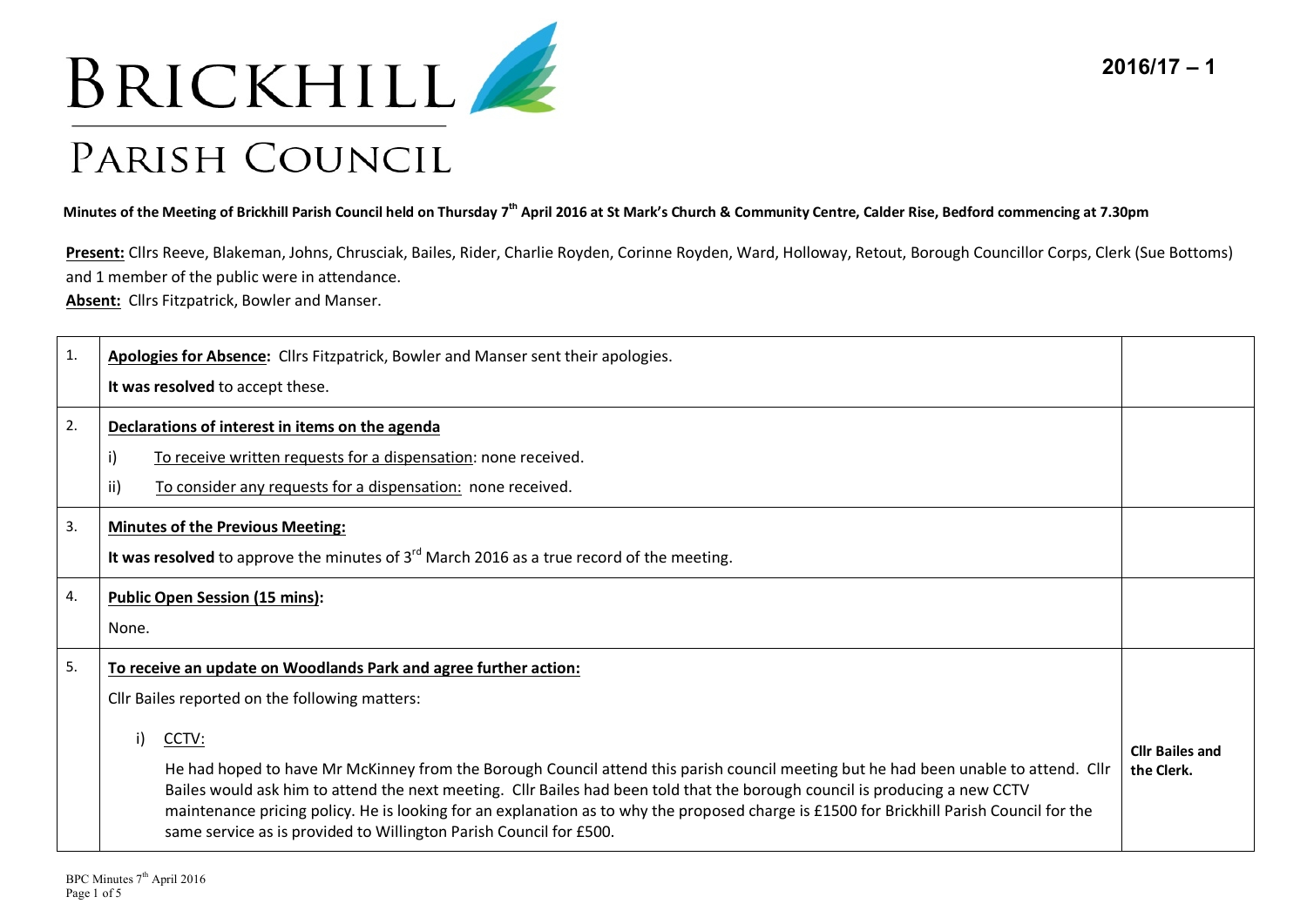# BRICKHILL PARISH COUNCIL

**2016/17 – 1**

**Minutes of the Meeting of Brickhill Parish Council held on Thursday 7th April 2016 at St Mark's Church & Community Centre, Calder Rise, Bedford commencing at 7.30pm**

**Present:** Cllrs Reeve, Blakeman, Johns, Chrusciak, Bailes, Rider, Charlie Royden, Corinne Royden, Ward, Holloway, Retout, Borough Councillor Corps, Clerk (Sue Bottoms) and 1 member of the public were in attendance.

**Absent:** Cllrs Fitzpatrick, Bowler and Manser.

| | | |
|---|---|---|
| 1. | **Apologies for Absence:** Cllrs Fitzpatrick, Bowler and Manser sent their apologies.<br>**It was resolved** to accept these. | |
| 2. | **Declarations of interest in items on the agenda**<br>i) To receive written requests for a dispensation: none received.<br>ii) To consider any requests for a dispensation: none received. | |
| 3. | **Minutes of the Previous Meeting:**<br>**It was resolved** to approve the minutes of 3rd March 2016 as a true record of the meeting. | |
| 4. | **Public Open Session (15 mins):**<br>None. | |
| 5. | **To receive an update on Woodlands Park and agree further action:**<br>Cllr Bailes reported on the following matters:<br>i) CCTV:<br>He had hoped to have Mr McKinney from the Borough Council attend this parish council meeting but he had been unable to attend. Cllr Bailes would ask him to attend the next meeting. Cllr Bailes had been told that the borough council is producing a new CCTV maintenance pricing policy. He is looking for an explanation as to why the proposed charge is £1500 for Brickhill Parish Council for the same service as is provided to Willington Parish Council for £500. | **Cllr Bailes and the Clerk.** |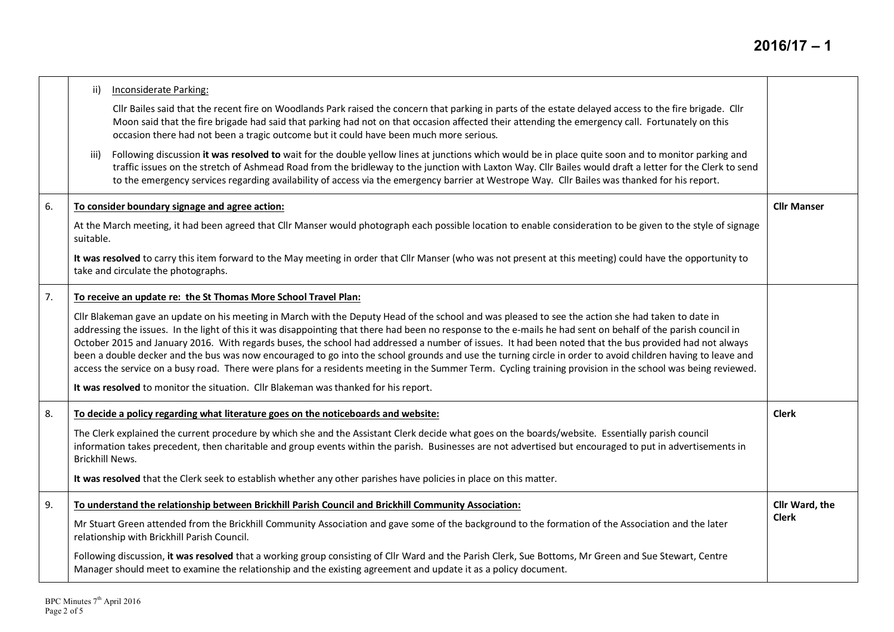| | | |
|---|---|---|
| | ii) Inconsiderate Parking:<br><br>Cllr Bailes said that the recent fire on Woodlands Park raised the concern that parking in parts of the estate delayed access to the fire brigade. Cllr Moon said that the fire brigade had said that parking had not on that occasion affected their attending the emergency call. Fortunately on this occasion there had not been a tragic outcome but it could have been much more serious.<br><br>iii) Following discussion **it was resolved to** wait for the double yellow lines at junctions which would be in place quite soon and to monitor parking and traffic issues on the stretch of Ashmead Road from the bridleway to the junction with Laxton Way. Cllr Bailes would draft a letter for the Clerk to send to the emergency services regarding availability of access via the emergency barrier at Westrope Way. Cllr Bailes was thanked for his report. | |
| 6. | **To consider boundary signage and agree action:**<br><br>At the March meeting, it had been agreed that Cllr Manser would photograph each possible location to enable consideration to be given to the style of signage suitable.<br><br>**It was resolved** to carry this item forward to the May meeting in order that Cllr Manser (who was not present at this meeting) could have the opportunity to take and circulate the photographs. | **Cllr Manser** |
| 7. | **To receive an update re: the St Thomas More School Travel Plan:**<br><br>Cllr Blakeman gave an update on his meeting in March with the Deputy Head of the school and was pleased to see the action she had taken to date in addressing the issues. In the light of this it was disappointing that there had been no response to the e-mails he had sent on behalf of the parish council in October 2015 and January 2016. With regards buses, the school had addressed a number of issues. It had been noted that the bus provided had not always been a double decker and the bus was now encouraged to go into the school grounds and use the turning circle in order to avoid children having to leave and access the service on a busy road. There were plans for a residents meeting in the Summer Term. Cycling training provision in the school was being reviewed.<br><br>**It was resolved** to monitor the situation. Cllr Blakeman was thanked for his report. | |
| 8. | **To decide a policy regarding what literature goes on the noticeboards and website:**<br><br>The Clerk explained the current procedure by which she and the Assistant Clerk decide what goes on the boards/website. Essentially parish council information takes precedent, then charitable and group events within the parish. Businesses are not advertised but encouraged to put in advertisements in Brickhill News.<br><br>**It was resolved** that the Clerk seek to establish whether any other parishes have policies in place on this matter. | **Clerk** |
| 9. | **To understand the relationship between Brickhill Parish Council and Brickhill Community Association:**<br><br>Mr Stuart Green attended from the Brickhill Community Association and gave some of the background to the formation of the Association and the later relationship with Brickhill Parish Council.<br><br>Following discussion, **it was resolved** that a working group consisting of Cllr Ward and the Parish Clerk, Sue Bottoms, Mr Green and Sue Stewart, Centre Manager should meet to examine the relationship and the existing agreement and update it as a policy document. | **Cllr Ward, the Clerk** |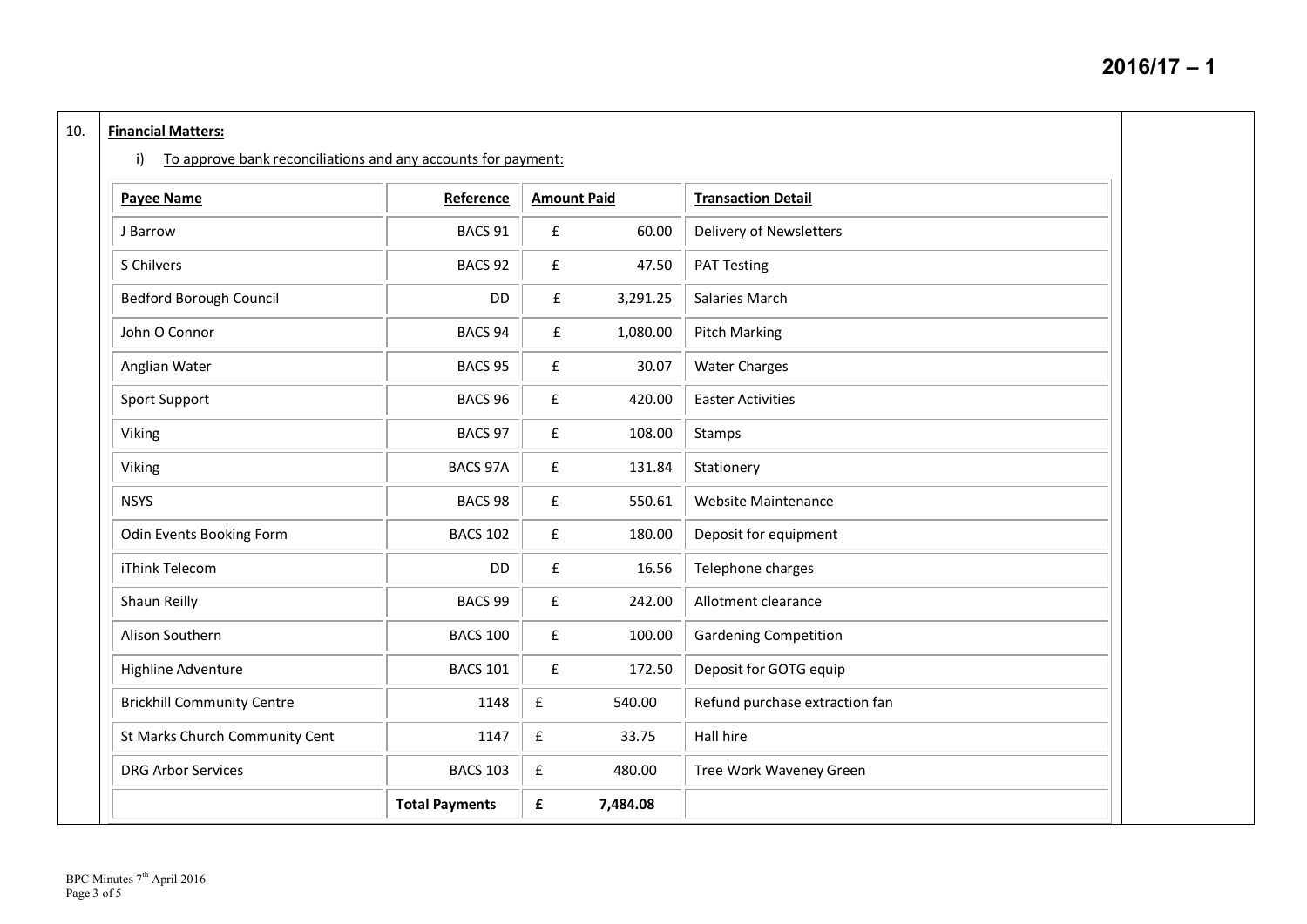10. **Financial Matters:**

i) To approve bank reconciliations and any accounts for payment:

| Payee Name | Reference | Amount Paid | | Transaction Detail |
|---|---|---|---|---|
| J Barrow | BACS 91 | £ | 60.00 | Delivery of Newsletters |
| S Chilvers | BACS 92 | £ | 47.50 | PAT Testing |
| Bedford Borough Council | DD | £ | 3,291.25 | Salaries March |
| John O Connor | BACS 94 | £ | 1,080.00 | Pitch Marking |
| Anglian Water | BACS 95 | £ | 30.07 | Water Charges |
| Sport Support | BACS 96 | £ | 420.00 | Easter Activities |
| Viking | BACS 97 | £ | 108.00 | Stamps |
| Viking | BACS 97A | £ | 131.84 | Stationery |
| NSYS | BACS 98 | £ | 550.61 | Website Maintenance |
| Odin Events Booking Form | BACS 102 | £ | 180.00 | Deposit for equipment |
| iThink Telecom | DD | £ | 16.56 | Telephone charges |
| Shaun Reilly | BACS 99 | £ | 242.00 | Allotment clearance |
| Alison Southern | BACS 100 | £ | 100.00 | Gardening Competition |
| Highline Adventure | BACS 101 | £ | 172.50 | Deposit for GOTG equip |
| Brickhill Community Centre | 1148 | £ | 540.00 | Refund purchase extraction fan |
| St Marks Church Community Cent | 1147 | £ | 33.75 | Hall hire |
| DRG Arbor Services | BACS 103 | £ | 480.00 | Tree Work Waveney Green |
| | **Total Payments** | **£** | **7,484.08** | |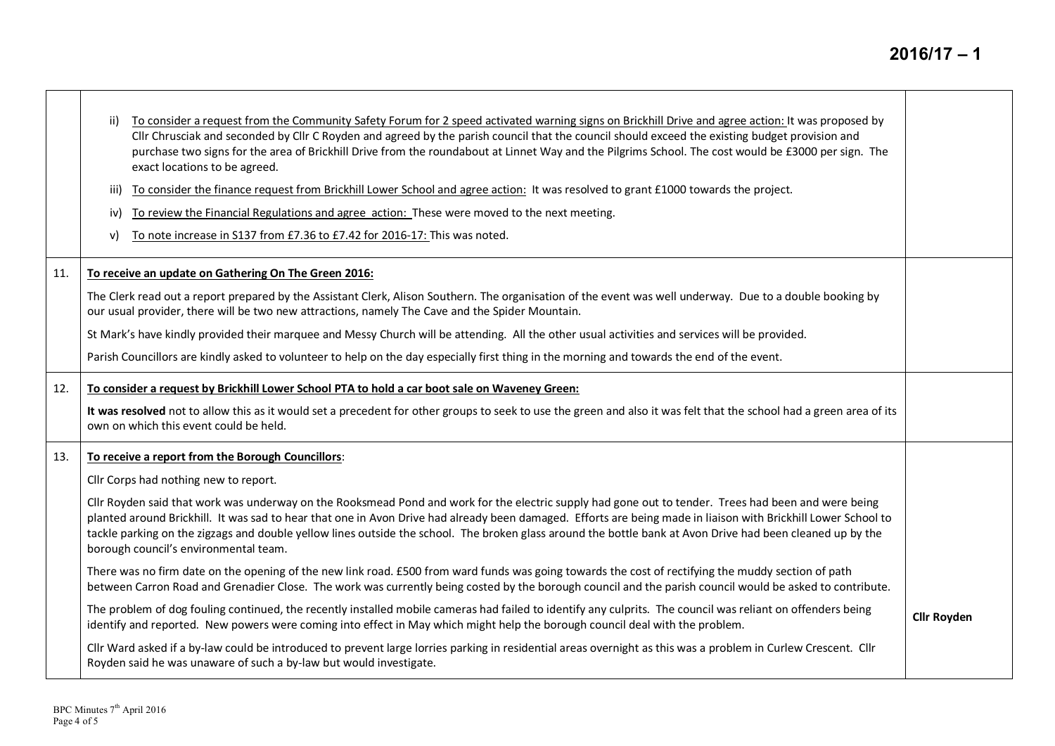| | | |
|---|---|---|
| | ii) To consider a request from the Community Safety Forum for 2 speed activated warning signs on Brickhill Drive and agree action: It was proposed by Cllr Chrusciak and seconded by Cllr C Royden and agreed by the parish council that the council should exceed the existing budget provision and purchase two signs for the area of Brickhill Drive from the roundabout at Linnet Way and the Pilgrims School. The cost would be £3000 per sign. The exact locations to be agreed.<br><br>iii) To consider the finance request from Brickhill Lower School and agree action: It was resolved to grant £1000 towards the project.<br><br>iv) To review the Financial Regulations and agree action: These were moved to the next meeting.<br><br>v) To note increase in S137 from £7.36 to £7.42 for 2016-17: This was noted. | |
| 11. | **To receive an update on Gathering On The Green 2016:**<br><br>The Clerk read out a report prepared by the Assistant Clerk, Alison Southern. The organisation of the event was well underway. Due to a double booking by our usual provider, there will be two new attractions, namely The Cave and the Spider Mountain.<br><br>St Mark's have kindly provided their marquee and Messy Church will be attending. All the other usual activities and services will be provided.<br><br>Parish Councillors are kindly asked to volunteer to help on the day especially first thing in the morning and towards the end of the event. | |
| 12. | **To consider a request by Brickhill Lower School PTA to hold a car boot sale on Waveney Green:**<br><br>**It was resolved** not to allow this as it would set a precedent for other groups to seek to use the green and also it was felt that the school had a green area of its own on which this event could be held. | |
| 13. | **To receive a report from the Borough Councillors**:<br><br>Cllr Corps had nothing new to report.<br><br>Cllr Royden said that work was underway on the Rooksmead Pond and work for the electric supply had gone out to tender. Trees had been and were being planted around Brickhill. It was sad to hear that one in Avon Drive had already been damaged. Efforts are being made in liaison with Brickhill Lower School to tackle parking on the zigzags and double yellow lines outside the school. The broken glass around the bottle bank at Avon Drive had been cleaned up by the borough council's environmental team.<br><br>There was no firm date on the opening of the new link road. £500 from ward funds was going towards the cost of rectifying the muddy section of path between Carron Road and Grenadier Close. The work was currently being costed by the borough council and the parish council would be asked to contribute.<br><br>The problem of dog fouling continued, the recently installed mobile cameras had failed to identify any culprits. The council was reliant on offenders being identify and reported. New powers were coming into effect in May which might help the borough council deal with the problem.<br><br>Cllr Ward asked if a by-law could be introduced to prevent large lorries parking in residential areas overnight as this was a problem in Curlew Crescent. Cllr Royden said he was unaware of such a by-law but would investigate. | **Cllr Royden** |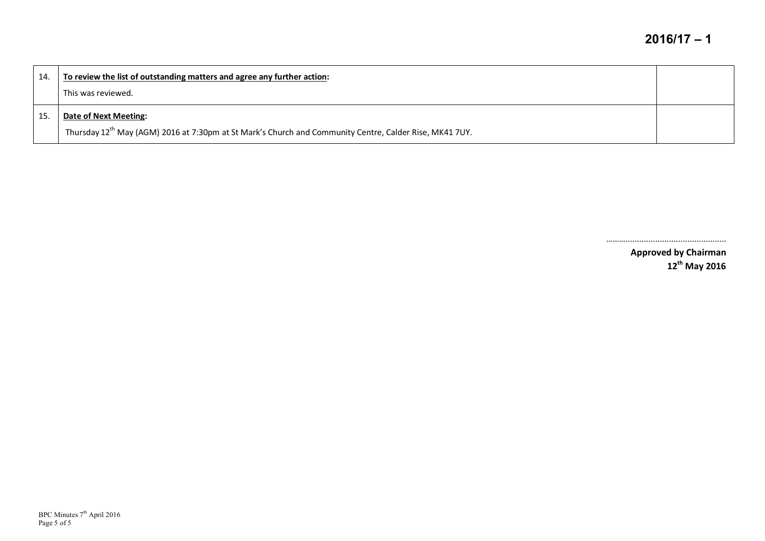| | | |
|---|---|---|
| 14. | **To review the list of outstanding matters and agree any further action:**<br>This was reviewed. | |
| 15. | **Date of Next Meeting:**<br>Thursday 12th May (AGM) 2016 at 7:30pm at St Mark's Church and Community Centre, Calder Rise, MK41 7UY. | |

………………………………………………

**Approved by Chairman**
**12th May 2016**